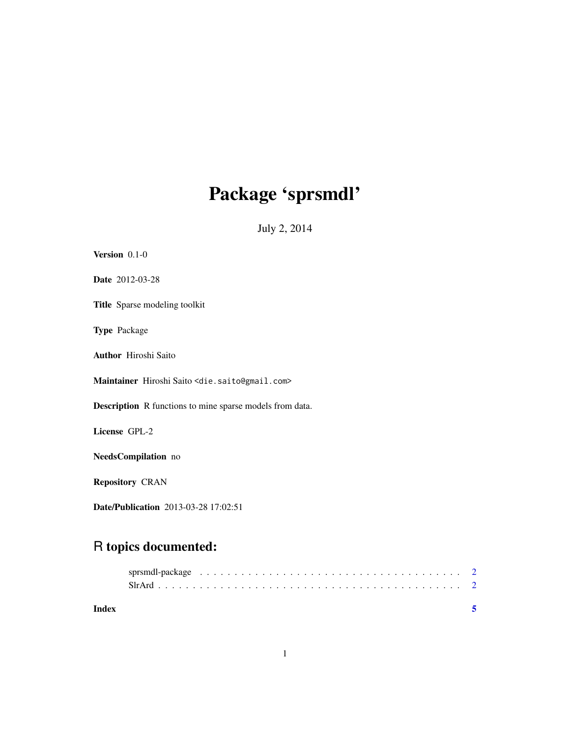# Package 'sprsmdl'

July 2, 2014

**Version** 0.1-0

**Date** 2012-03-28

**Title** Sparse modeling toolkit

**Type** Package

**Author** Hiroshi Saito

**Maintainer** Hiroshi Saito <die.saito@gmail.com>

**Description** R functions to mine sparse models from data.

**License** GPL-2

**NeedsCompilation** no

**Repository** CRAN

**Date/Publication** 2013-03-28 17:02:51

## R topics documented:

sprsmdl-package . . . . . . . . . . . . . . . . . . . . . . . . . . . . . . . . . . . . . . 2
SlrArd . . . . . . . . . . . . . . . . . . . . . . . . . . . . . . . . . . . . . . . . . . . 2

**Index** **5**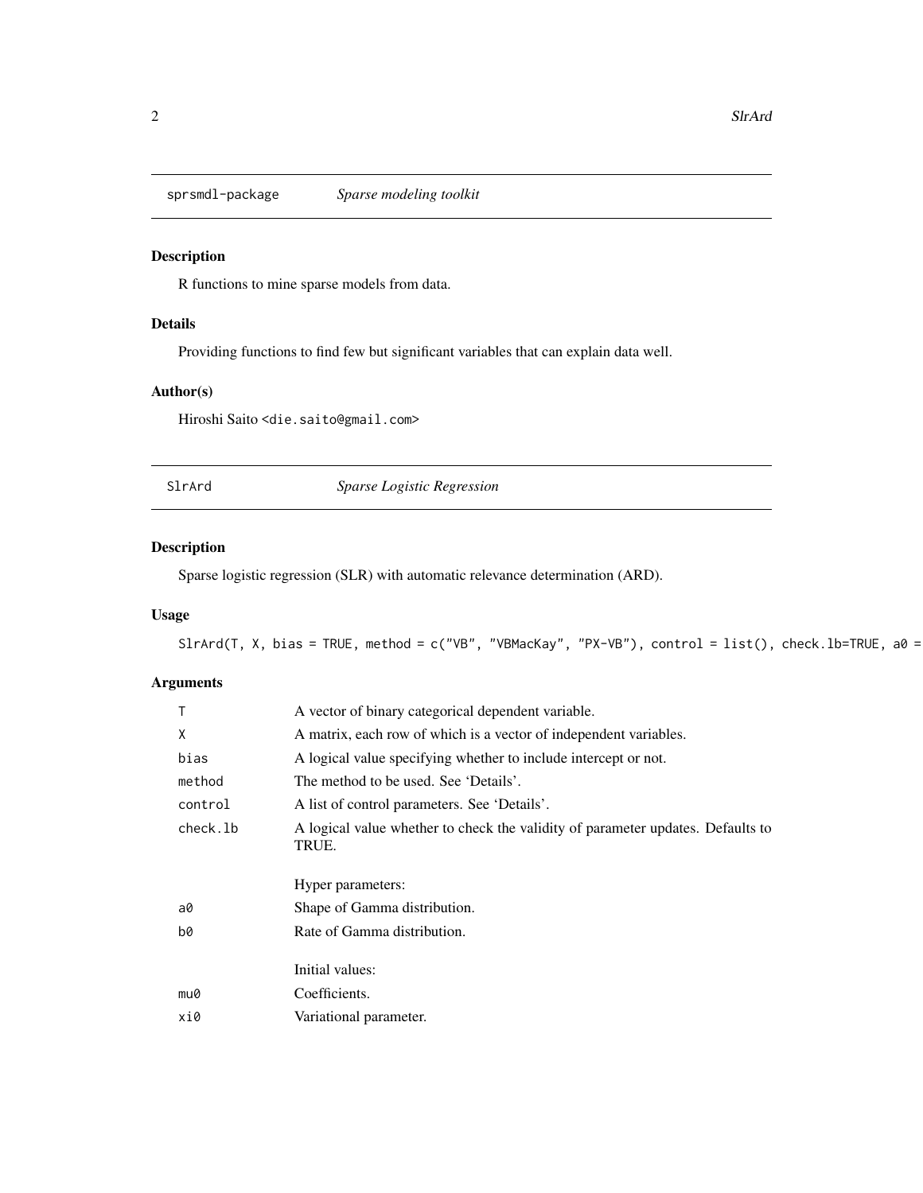sprsmdl-package *Sparse modeling toolkit*

## Description

R functions to mine sparse models from data.

## Details

Providing functions to find few but significant variables that can explain data well.

## Author(s)

Hiroshi Saito <die.saito@gmail.com>

---

SlrArd *Sparse Logistic Regression*

## Description

Sparse logistic regression (SLR) with automatic relevance determination (ARD).

## Usage

```
SlrArd(T, X, bias = TRUE, method = c("VB", "VBMacKay", "PX-VB"), control = list(), check.lb=TRUE, a0 =
```

## Arguments

| | |
|---|---|
| T | A vector of binary categorical dependent variable. |
| X | A matrix, each row of which is a vector of independent variables. |
| bias | A logical value specifying whether to include intercept or not. |
| method | The method to be used. See 'Details'. |
| control | A list of control parameters. See 'Details'. |
| check.lb | A logical value whether to check the validity of parameter updates. Defaults to TRUE. |
| | Hyper parameters: |
| a0 | Shape of Gamma distribution. |
| b0 | Rate of Gamma distribution. |
| | Initial values: |
| mu0 | Coefficients. |
| xi0 | Variational parameter. |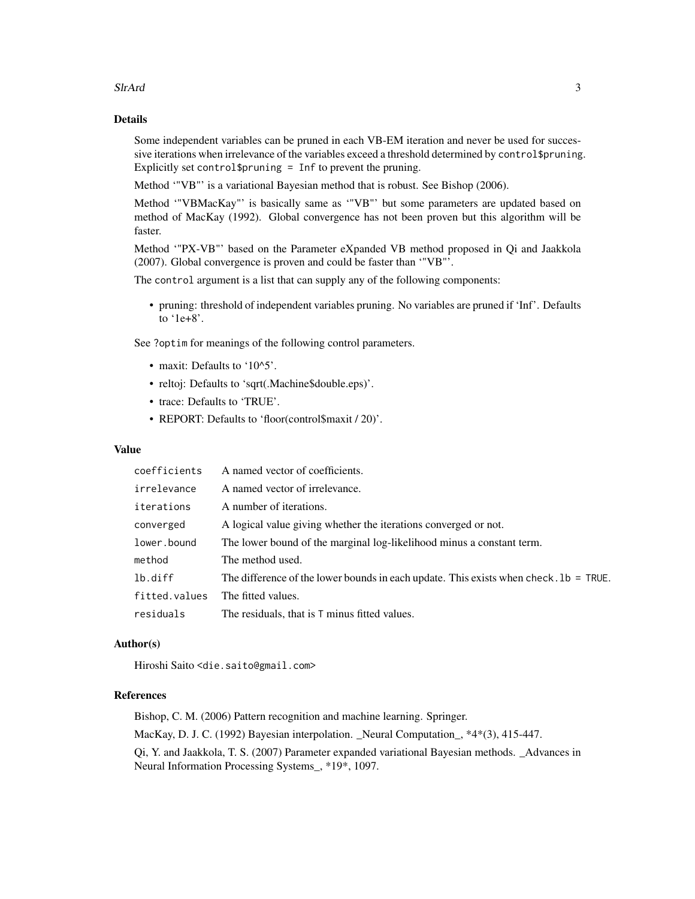## Details

Some independent variables can be pruned in each VB-EM iteration and never be used for successive iterations when irrelevance of the variables exceed a threshold determined by `control$pruning`. Explicitly set `control$pruning = Inf` to prevent the pruning.

Method '"VB"' is a variational Bayesian method that is robust. See Bishop (2006).

Method '"VBMacKay"' is basically same as '"VB"' but some parameters are updated based on method of MacKay (1992). Global convergence has not been proven but this algorithm will be faster.

Method '"PX-VB"' based on the Parameter eXpanded VB method proposed in Qi and Jaakkola (2007). Global convergence is proven and could be faster than '"VB"'.

The `control` argument is a list that can supply any of the following components:

- pruning: threshold of independent variables pruning. No variables are pruned if 'Inf'. Defaults to '1e+8'.

See `?optim` for meanings of the following control parameters.

- maxit: Defaults to '10^5'.
- reltoj: Defaults to 'sqrt(.Machine$double.eps)'.
- trace: Defaults to 'TRUE'.
- REPORT: Defaults to 'floor(control$maxit / 20)'.

## Value

| | |
|---|---|
| `coefficients` | A named vector of coefficients. |
| `irrelevance` | A named vector of irrelevance. |
| `iterations` | A number of iterations. |
| `converged` | A logical value giving whether the iterations converged or not. |
| `lower.bound` | The lower bound of the marginal log-likelihood minus a constant term. |
| `method` | The method used. |
| `lb.diff` | The difference of the lower bounds in each update. This exists when `check.lb = TRUE`. |
| `fitted.values` | The fitted values. |
| `residuals` | The residuals, that is `T` minus fitted values. |

## Author(s)

Hiroshi Saito <die.saito@gmail.com>

## References

Bishop, C. M. (2006) Pattern recognition and machine learning. Springer.

MacKay, D. J. C. (1992) Bayesian interpolation. _Neural Computation_, *4*(3), 415-447.

Qi, Y. and Jaakkola, T. S. (2007) Parameter expanded variational Bayesian methods. _Advances in Neural Information Processing Systems_, *19*, 1097.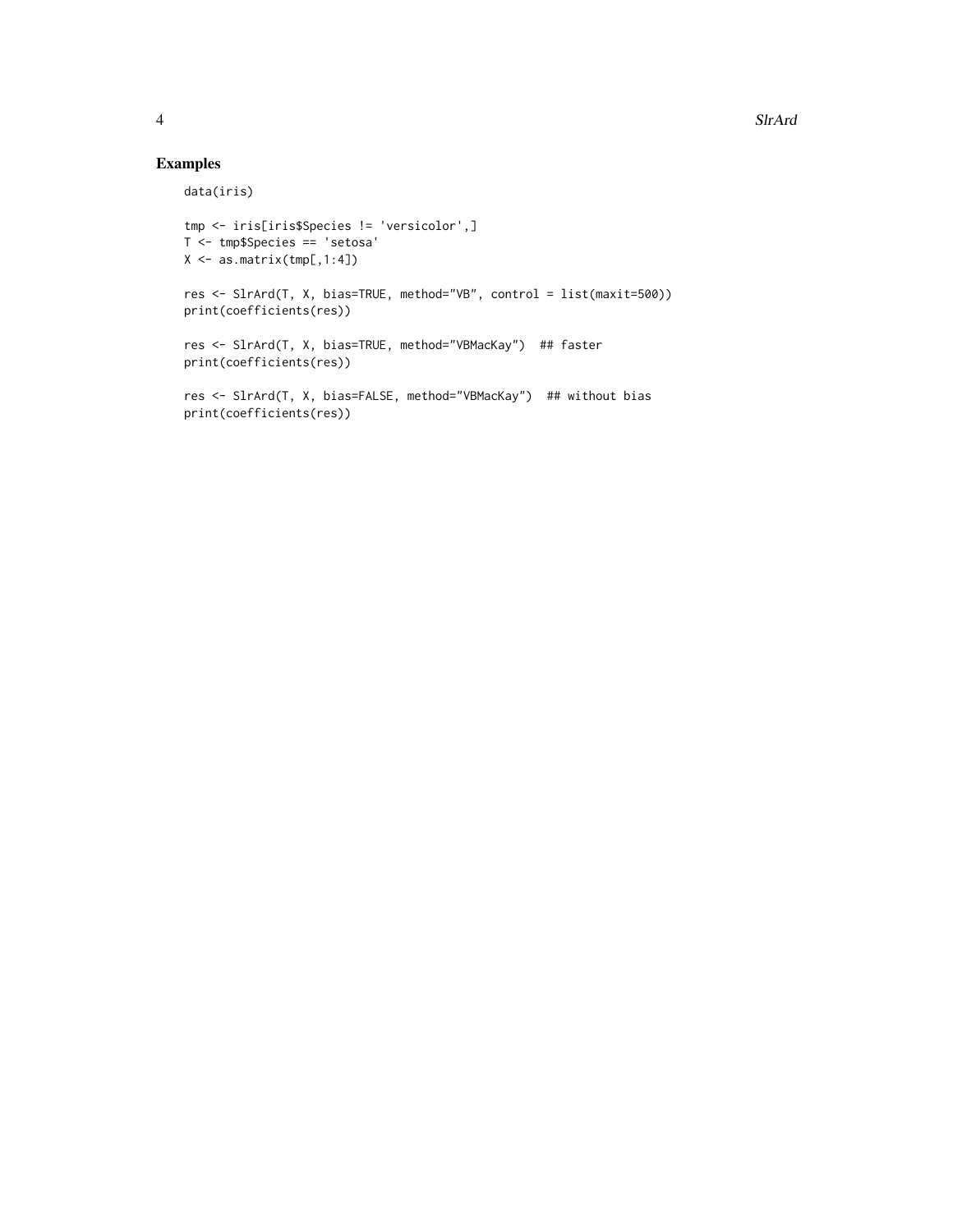## Examples

```
data(iris)

tmp <- iris[iris$Species != 'versicolor',]
T <- tmp$Species == 'setosa'
X <- as.matrix(tmp[,1:4])

res <- SlrArd(T, X, bias=TRUE, method="VB", control = list(maxit=500))
print(coefficients(res))

res <- SlrArd(T, X, bias=TRUE, method="VBMacKay")  ## faster
print(coefficients(res))

res <- SlrArd(T, X, bias=FALSE, method="VBMacKay")  ## without bias
print(coefficients(res))
```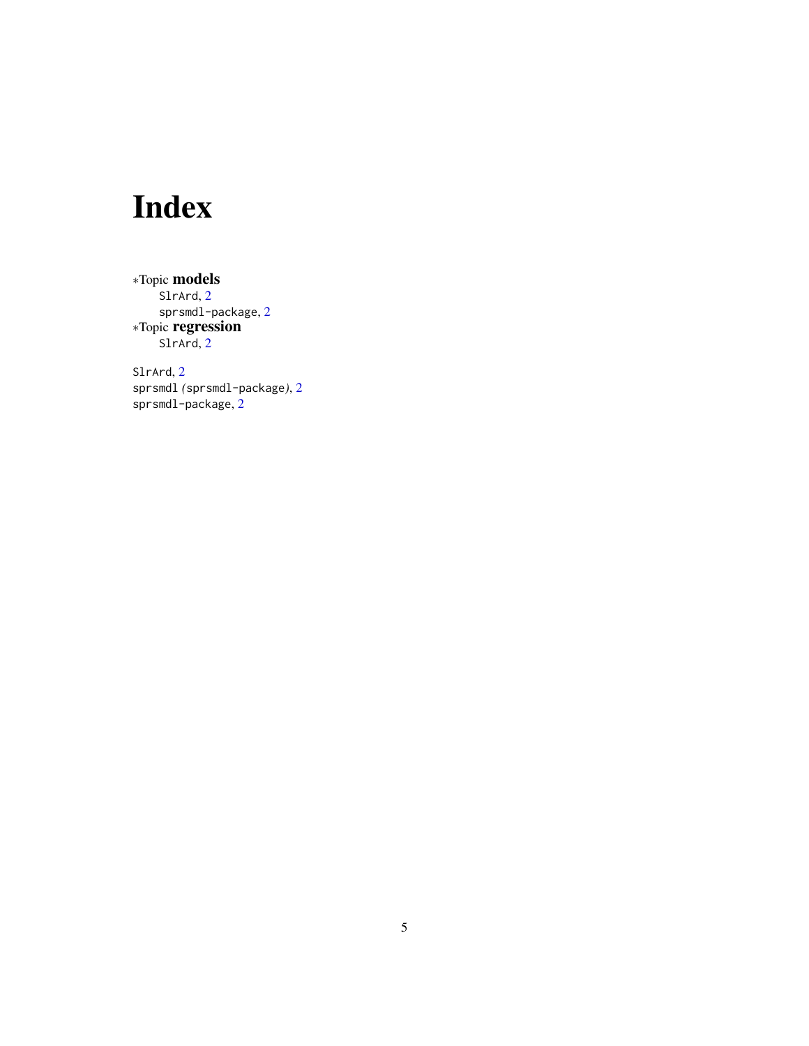# Index

*Topic **models**
- SlrArd, 2
- sprsmdl-package, 2

*Topic **regression**
- SlrArd, 2

SlrArd, 2
sprsmdl (sprsmdl-package), 2
sprsmdl-package, 2